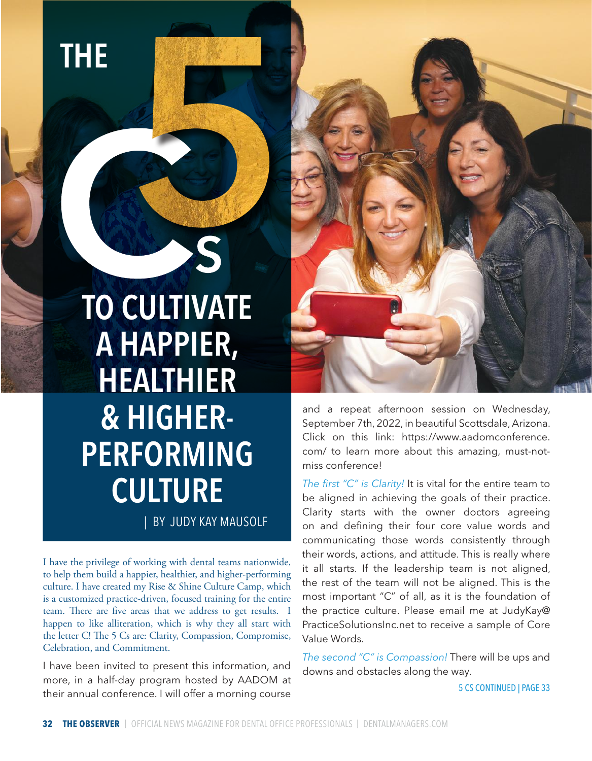# THE 5 Cs TO CULTIVATE A HAPPIER, HEALTHIER & HIGHER-PERFORMING CULTURE

| BY JUDY KAY MAUSOLF

I have the privilege of working with dental teams nationwide, to help them build a happier, healthier, and higher-performing culture. I have created my Rise & Shine Culture Camp, which is a customized practice-driven, focused training for the entire team. There are five areas that we address to get results. I happen to like alliteration, which is why they all start with the letter C! The 5 Cs are: Clarity, Compassion, Compromise, Celebration, and Commitment.

I have been invited to present this information, and more, in a half-day program hosted by AADOM at their annual conference. I will offer a morning course and a repeat afternoon session on Wednesday, September 7th, 2022, in beautiful Scottsdale, Arizona. Click on this link: https://www.aadomconference.com/ to learn more about this amazing, must-not-miss conference!

*The first "C" is Clarity!* It is vital for the entire team to be aligned in achieving the goals of their practice. Clarity starts with the owner doctors agreeing on and defining their four core value words and communicating those words consistently through their words, actions, and attitude. This is really where it all starts. If the leadership team is not aligned, the rest of the team will not be aligned. This is the most important "C" of all, as it is the foundation of the practice culture. Please email me at JudyKay@PracticeSolutionsInc.net to receive a sample of Core Value Words.

*The second "C" is Compassion!* There will be ups and downs and obstacles along the way.

5 CS CONTINUED | PAGE 33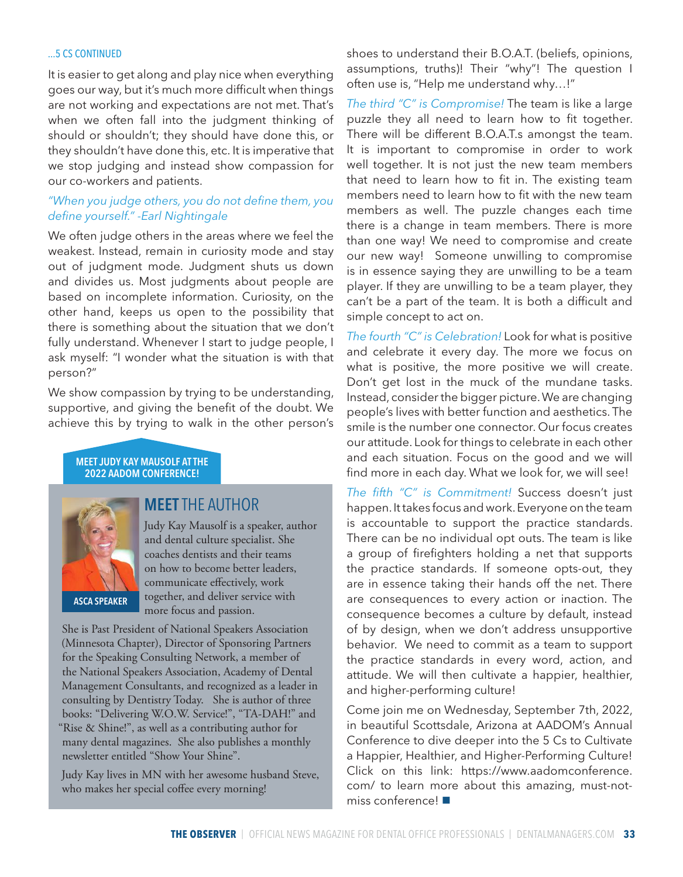...5 CS CONTINUED

It is easier to get along and play nice when everything goes our way, but it's much more difficult when things are not working and expectations are not met. That's when we often fall into the judgment thinking of should or shouldn't; they should have done this, or they shouldn't have done this, etc. It is imperative that we stop judging and instead show compassion for our co-workers and patients.

*"When you judge others, you do not define them, you define yourself." -Earl Nightingale*

We often judge others in the areas where we feel the weakest. Instead, remain in curiosity mode and stay out of judgment mode. Judgment shuts us down and divides us. Most judgments about people are based on incomplete information. Curiosity, on the other hand, keeps us open to the possibility that there is something about the situation that we don't fully understand. Whenever I start to judge people, I ask myself: "I wonder what the situation is with that person?"

We show compassion by trying to be understanding, supportive, and giving the benefit of the doubt. We achieve this by trying to walk in the other person's shoes to understand their B.O.A.T. (beliefs, opinions, assumptions, truths)! Their "why"! The question I often use is, "Help me understand why…!"

*The third "C" is Compromise!* The team is like a large puzzle they all need to learn how to fit together. There will be different B.O.A.T.s amongst the team. It is important to compromise in order to work well together. It is not just the new team members that need to learn how to fit in. The existing team members need to learn how to fit with the new team members as well. The puzzle changes each time there is a change in team members. There is more than one way! We need to compromise and create our new way! Someone unwilling to compromise is in essence saying they are unwilling to be a team player. If they are unwilling to be a team player, they can't be a part of the team. It is both a difficult and simple concept to act on.

*The fourth "C" is Celebration!* Look for what is positive and celebrate it every day. The more we focus on what is positive, the more positive we will create. Don't get lost in the muck of the mundane tasks. Instead, consider the bigger picture. We are changing people's lives with better function and aesthetics. The smile is the number one connector. Our focus creates our attitude. Look for things to celebrate in each other and each situation. Focus on the good and we will find more in each day. What we look for, we will see!

*The fifth "C" is Commitment!* Success doesn't just happen. It takes focus and work. Everyone on the team is accountable to support the practice standards. There can be no individual opt outs. The team is like a group of firefighters holding a net that supports the practice standards. If someone opts-out, they are in essence taking their hands off the net. There are consequences to every action or inaction. The consequence becomes a culture by default, instead of by design, when we don't address unsupportive behavior. We need to commit as a team to support the practice standards in every word, action, and attitude. We will then cultivate a happier, healthier, and higher-performing culture!

Come join me on Wednesday, September 7th, 2022, in beautiful Scottsdale, Arizona at AADOM's Annual Conference to dive deeper into the 5 Cs to Cultivate a Happier, Healthier, and Higher-Performing Culture! Click on this link: https://www.aadomconference.com/ to learn more about this amazing, must-not-miss conference! ■

**MEET JUDY KAY MAUSOLF AT THE 2022 AADOM CONFERENCE!**

## MEET THE AUTHOR

ASCA SPEAKER

Judy Kay Mausolf is a speaker, author and dental culture specialist. She coaches dentists and their teams on how to become better leaders, communicate effectively, work together, and deliver service with more focus and passion.

She is Past President of National Speakers Association (Minnesota Chapter), Director of Sponsoring Partners for the Speaking Consulting Network, a member of the National Speakers Association, Academy of Dental Management Consultants, and recognized as a leader in consulting by Dentistry Today. She is author of three books: "Delivering W.O.W. Service!", "TA-DAH!" and "Rise & Shine!", as well as a contributing author for many dental magazines. She also publishes a monthly newsletter entitled "Show Your Shine".

Judy Kay lives in MN with her awesome husband Steve, who makes her special coffee every morning!